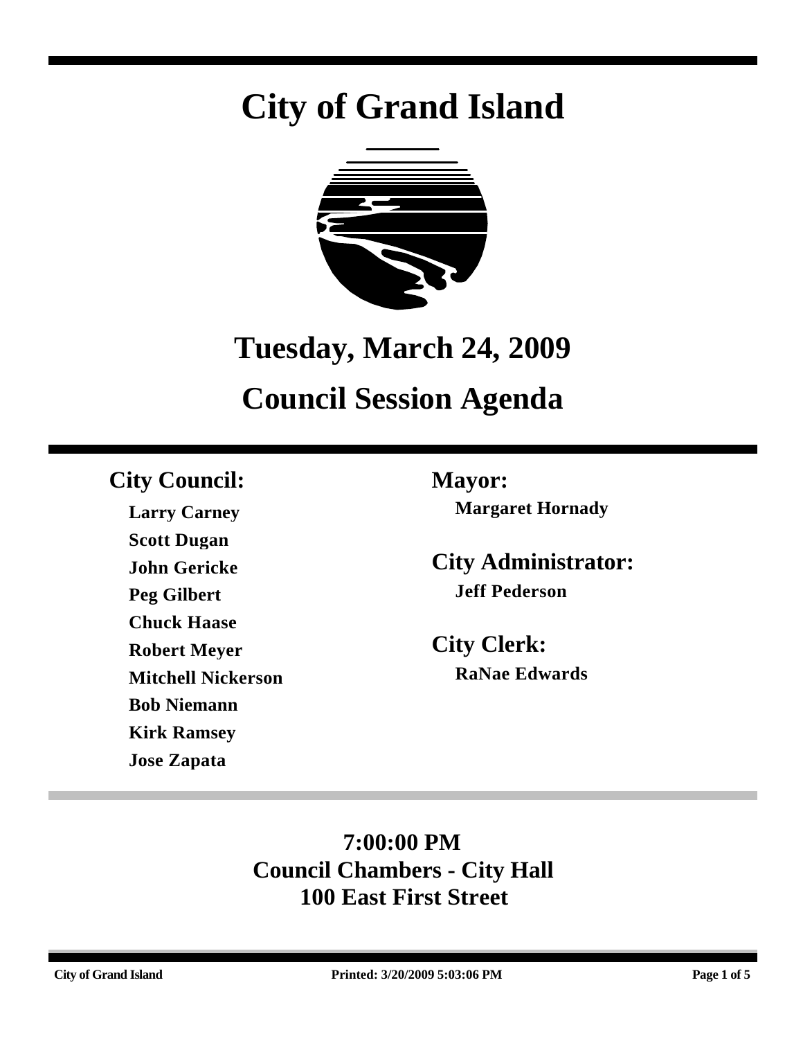# City of Grand Island

## Tuesday, March 24, 2009

## Council Session Agenda

### City Council:

**Larry Carney**
**Scott Dugan**
**John Gericke**
**Peg Gilbert**
**Chuck Haase**
**Robert Meyer**
**Mitchell Nickerson**
**Bob Niemann**
**Kirk Ramsey**
**Jose Zapata**

### Mayor:

**Margaret Hornady**

### City Administrator:

**Jeff Pederson**

### City Clerk:

**RaNae Edwards**

**7:00:00 PM**
**Council Chambers - City Hall**
**100 East First Street**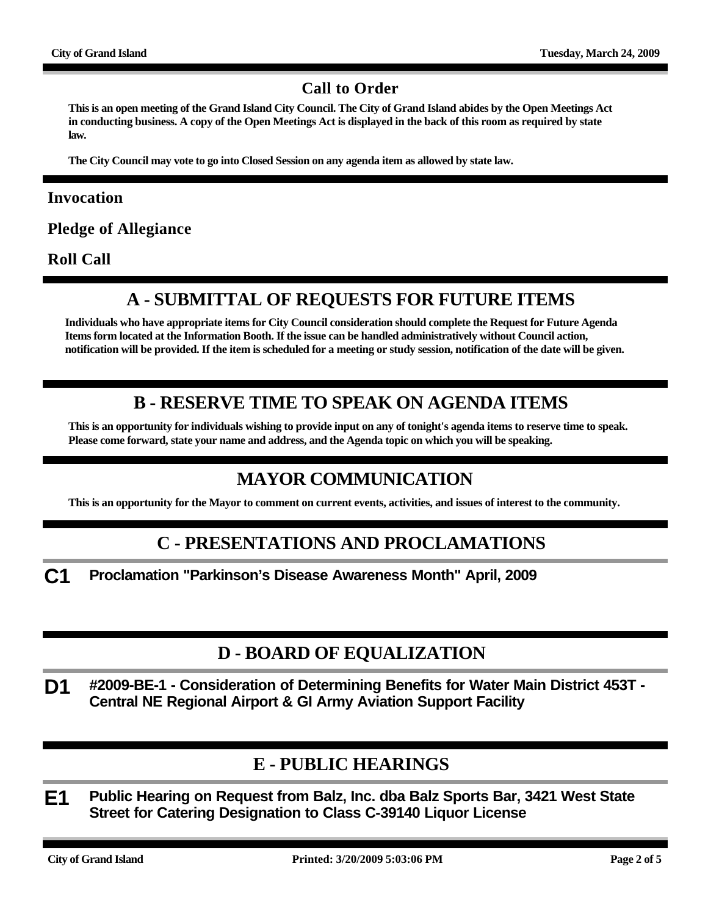## Call to Order

**This is an open meeting of the Grand Island City Council. The City of Grand Island abides by the Open Meetings Act in conducting business. A copy of the Open Meetings Act is displayed in the back of this room as required by state law.**

**The City Council may vote to go into Closed Session on any agenda item as allowed by state law.**

### Invocation

### Pledge of Allegiance

### Roll Call

## A - SUBMITTAL OF REQUESTS FOR FUTURE ITEMS

**Individuals who have appropriate items for City Council consideration should complete the Request for Future Agenda Items form located at the Information Booth. If the issue can be handled administratively without Council action, notification will be provided. If the item is scheduled for a meeting or study session, notification of the date will be given.**

## B - RESERVE TIME TO SPEAK ON AGENDA ITEMS

**This is an opportunity for individuals wishing to provide input on any of tonight's agenda items to reserve time to speak. Please come forward, state your name and address, and the Agenda topic on which you will be speaking.**

## MAYOR COMMUNICATION

**This is an opportunity for the Mayor to comment on current events, activities, and issues of interest to the community.**

## C - PRESENTATIONS AND PROCLAMATIONS

**C1** **Proclamation "Parkinson's Disease Awareness Month" April, 2009**

## D - BOARD OF EQUALIZATION

**D1** **#2009-BE-1 - Consideration of Determining Benefits for Water Main District 453T - Central NE Regional Airport & GI Army Aviation Support Facility**

## E - PUBLIC HEARINGS

**E1** **Public Hearing on Request from Balz, Inc. dba Balz Sports Bar, 3421 West State Street for Catering Designation to Class C-39140 Liquor License**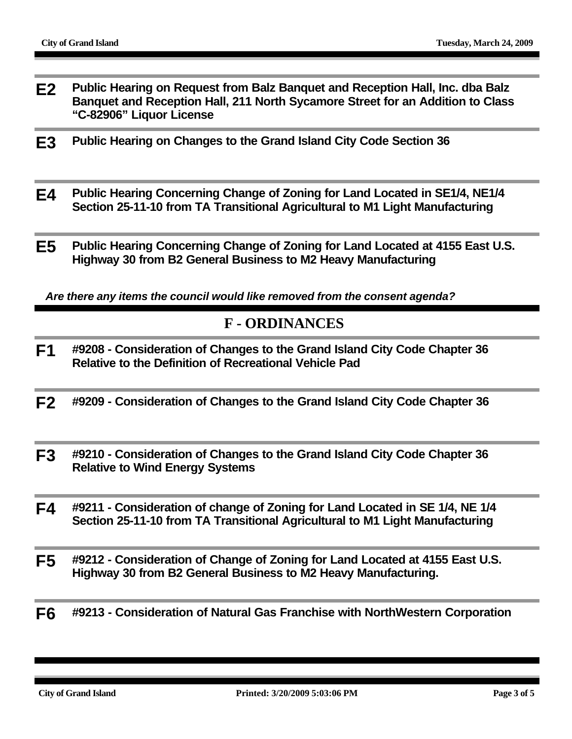**E2** **Public Hearing on Request from Balz Banquet and Reception Hall, Inc. dba Balz Banquet and Reception Hall, 211 North Sycamore Street for an Addition to Class "C-82906" Liquor License**

**E3** **Public Hearing on Changes to the Grand Island City Code Section 36**

**E4** **Public Hearing Concerning Change of Zoning for Land Located in SE1/4, NE1/4 Section 25-11-10 from TA Transitional Agricultural to M1 Light Manufacturing**

**E5** **Public Hearing Concerning Change of Zoning for Land Located at 4155 East U.S. Highway 30 from B2 General Business to M2 Heavy Manufacturing**

***Are there any items the council would like removed from the consent agenda?***

## F - ORDINANCES

**F1** **#9208 - Consideration of Changes to the Grand Island City Code Chapter 36 Relative to the Definition of Recreational Vehicle Pad**

**F2** **#9209 - Consideration of Changes to the Grand Island City Code Chapter 36**

**F3** **#9210 - Consideration of Changes to the Grand Island City Code Chapter 36 Relative to Wind Energy Systems**

**F4** **#9211 - Consideration of change of Zoning for Land Located in SE 1/4, NE 1/4 Section 25-11-10 from TA Transitional Agricultural to M1 Light Manufacturing**

**F5** **#9212 - Consideration of Change of Zoning for Land Located at 4155 East U.S. Highway 30 from B2 General Business to M2 Heavy Manufacturing.**

**F6** **#9213 - Consideration of Natural Gas Franchise with NorthWestern Corporation**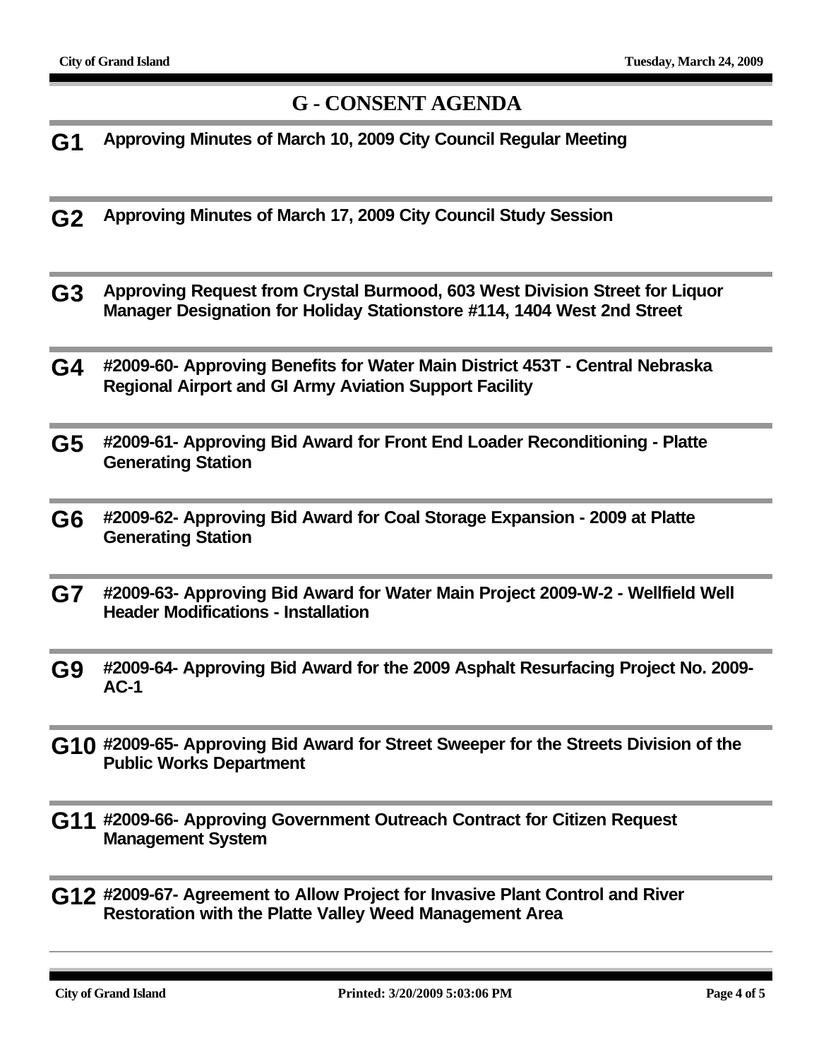## G - CONSENT AGENDA

**G1** **Approving Minutes of March 10, 2009 City Council Regular Meeting**

**G2** **Approving Minutes of March 17, 2009 City Council Study Session**

**G3** **Approving Request from Crystal Burmood, 603 West Division Street for Liquor Manager Designation for Holiday Stationstore #114, 1404 West 2nd Street**

**G4** **#2009-60- Approving Benefits for Water Main District 453T - Central Nebraska Regional Airport and GI Army Aviation Support Facility**

**G5** **#2009-61- Approving Bid Award for Front End Loader Reconditioning - Platte Generating Station**

**G6** **#2009-62- Approving Bid Award for Coal Storage Expansion - 2009 at Platte Generating Station**

**G7** **#2009-63- Approving Bid Award for Water Main Project 2009-W-2 - Wellfield Well Header Modifications - Installation**

**G9** **#2009-64- Approving Bid Award for the 2009 Asphalt Resurfacing Project No. 2009-AC-1**

**G10** **#2009-65- Approving Bid Award for Street Sweeper for the Streets Division of the Public Works Department**

**G11** **#2009-66- Approving Government Outreach Contract for Citizen Request Management System**

**G12** **#2009-67- Agreement to Allow Project for Invasive Plant Control and River Restoration with the Platte Valley Weed Management Area**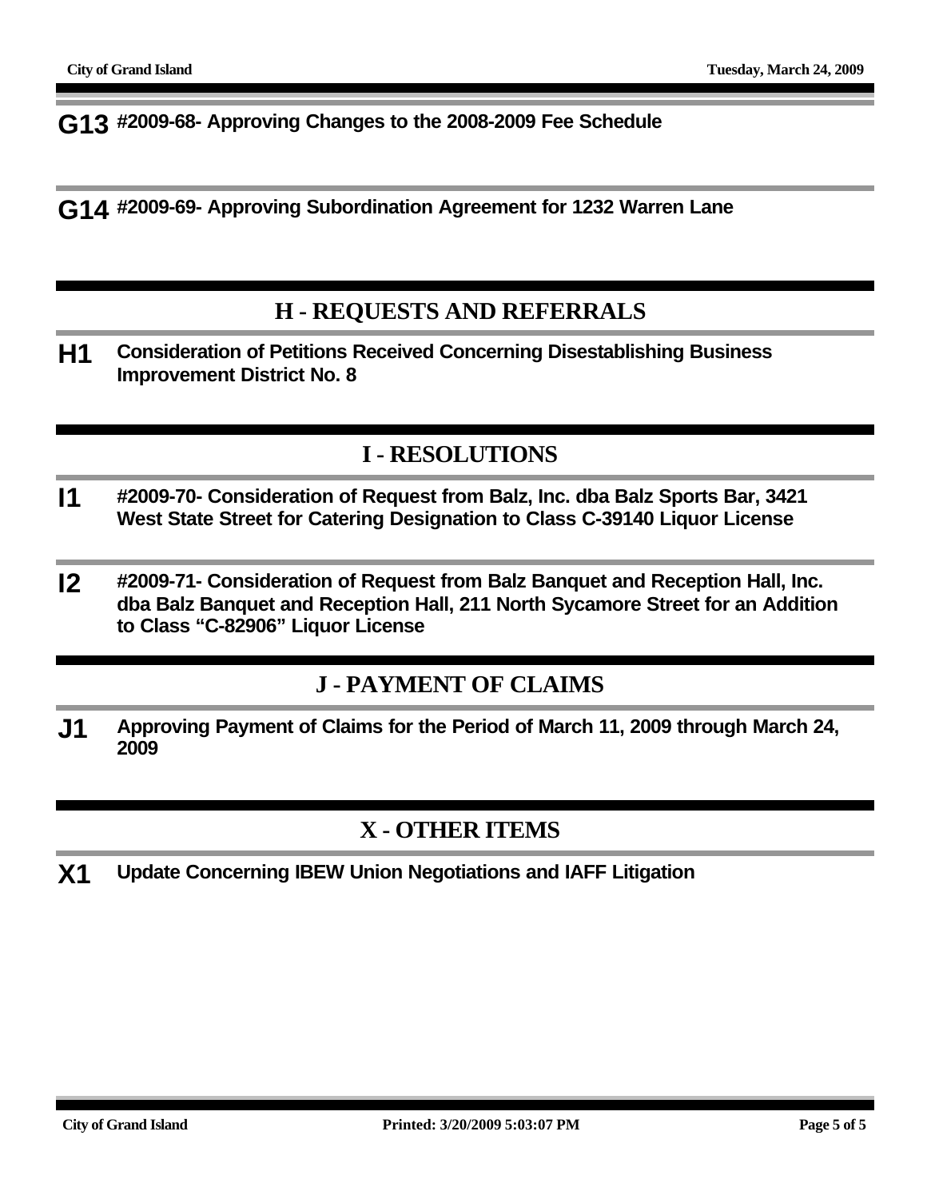**G13** **#2009-68- Approving Changes to the 2008-2009 Fee Schedule**

**G14** **#2009-69- Approving Subordination Agreement for 1232 Warren Lane**

## H - REQUESTS AND REFERRALS

**H1** **Consideration of Petitions Received Concerning Disestablishing Business Improvement District No. 8**

## I - RESOLUTIONS

**I1** **#2009-70- Consideration of Request from Balz, Inc. dba Balz Sports Bar, 3421 West State Street for Catering Designation to Class C-39140 Liquor License**

**I2** **#2009-71- Consideration of Request from Balz Banquet and Reception Hall, Inc. dba Balz Banquet and Reception Hall, 211 North Sycamore Street for an Addition to Class "C-82906" Liquor License**

## J - PAYMENT OF CLAIMS

**J1** **Approving Payment of Claims for the Period of March 11, 2009 through March 24, 2009**

## X - OTHER ITEMS

**X1** **Update Concerning IBEW Union Negotiations and IAFF Litigation**